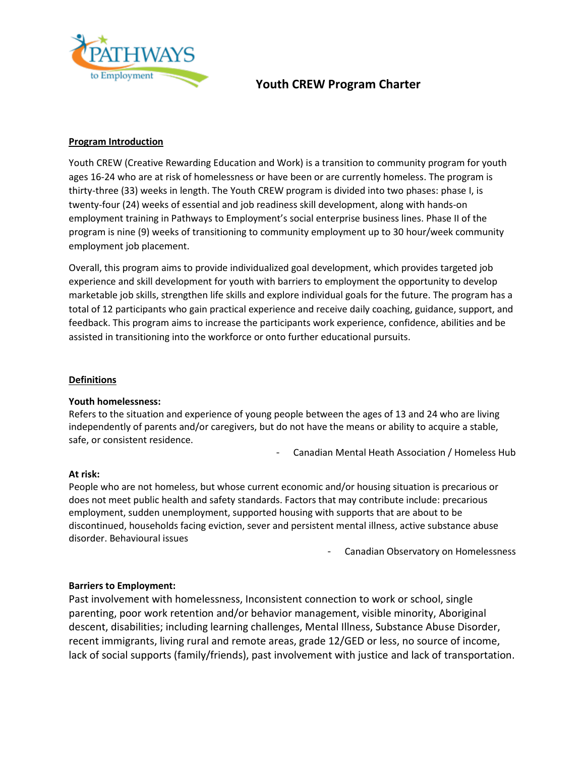# Youth CREW Program Charter

## Program Introduction

Youth CREW (Creative Rewarding Education and Work) is a transition to community program for youth ages 16-24 who are at risk of homelessness or have been or are currently homeless. The program is thirty-three (33) weeks in length. The Youth CREW program is divided into two phases: phase I, is twenty-four (24) weeks of essential and job readiness skill development, along with hands-on employment training in Pathways to Employment's social enterprise business lines. Phase II of the program is nine (9) weeks of transitioning to community employment up to 30 hour/week community employment job placement.

Overall, this program aims to provide individualized goal development, which provides targeted job experience and skill development for youth with barriers to employment the opportunity to develop marketable job skills, strengthen life skills and explore individual goals for the future. The program has a total of 12 participants who gain practical experience and receive daily coaching, guidance, support, and feedback. This program aims to increase the participants work experience, confidence, abilities and be assisted in transitioning into the workforce or onto further educational pursuits.

## Definitions

**Youth homelessness:**
Refers to the situation and experience of young people between the ages of 13 and 24 who are living independently of parents and/or caregivers, but do not have the means or ability to acquire a stable, safe, or consistent residence.

- Canadian Mental Heath Association / Homeless Hub

**At risk:**
People who are not homeless, but whose current economic and/or housing situation is precarious or does not meet public health and safety standards. Factors that may contribute include: precarious employment, sudden unemployment, supported housing with supports that are about to be discontinued, households facing eviction, sever and persistent mental illness, active substance abuse disorder. Behavioural issues

- Canadian Observatory on Homelessness

**Barriers to Employment:**
Past involvement with homelessness, Inconsistent connection to work or school, single parenting, poor work retention and/or behavior management, visible minority, Aboriginal descent, disabilities; including learning challenges, Mental Illness, Substance Abuse Disorder, recent immigrants, living rural and remote areas, grade 12/GED or less, no source of income, lack of social supports (family/friends), past involvement with justice and lack of transportation.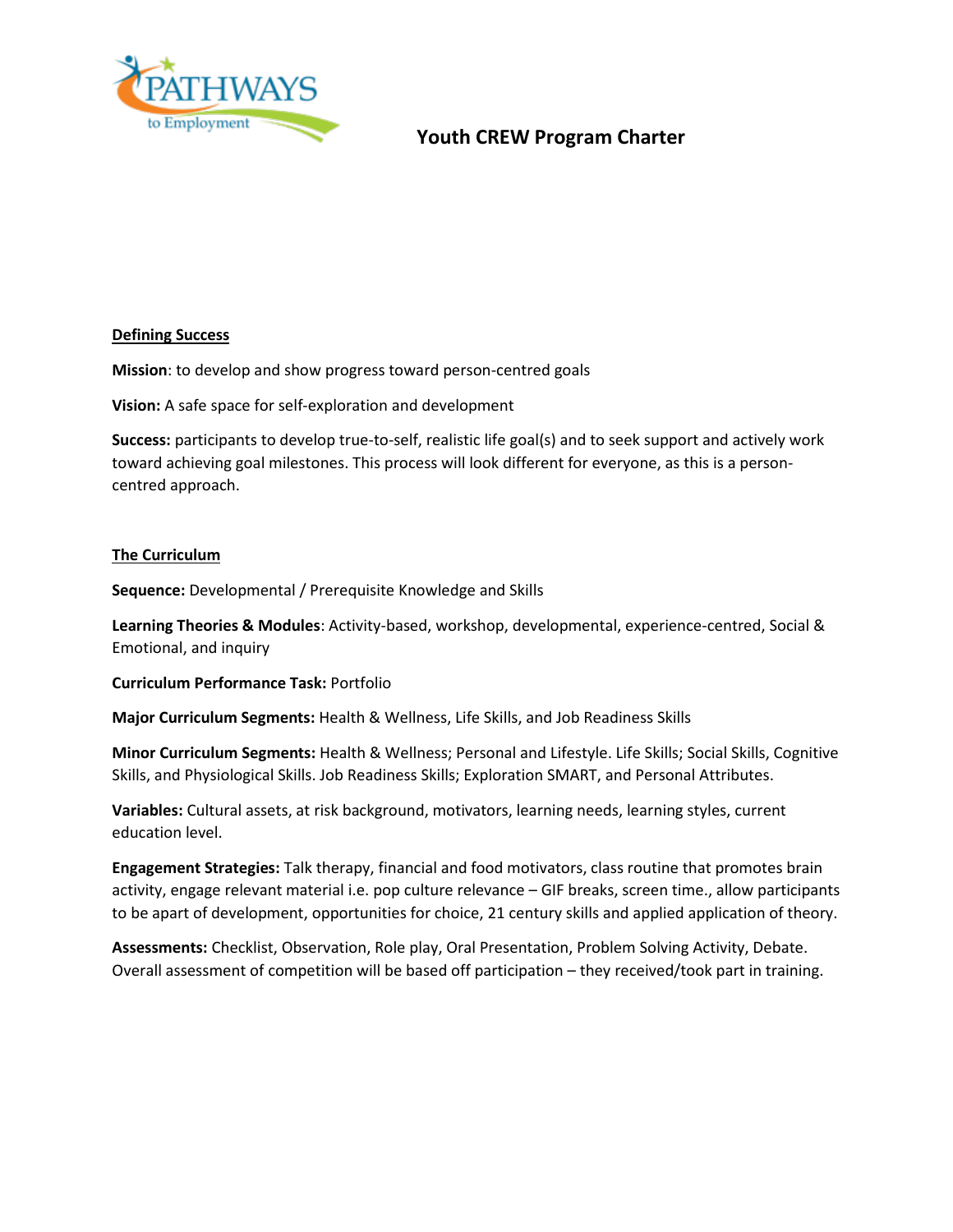# Youth CREW Program Charter

## Defining Success

**Mission**: to develop and show progress toward person-centred goals

**Vision:** A safe space for self-exploration and development

**Success:** participants to develop true-to-self, realistic life goal(s) and to seek support and actively work toward achieving goal milestones. This process will look different for everyone, as this is a person-centred approach.

## The Curriculum

**Sequence:** Developmental / Prerequisite Knowledge and Skills

**Learning Theories & Modules**: Activity-based, workshop, developmental, experience-centred, Social & Emotional, and inquiry

**Curriculum Performance Task:** Portfolio

**Major Curriculum Segments:** Health & Wellness, Life Skills, and Job Readiness Skills

**Minor Curriculum Segments:** Health & Wellness; Personal and Lifestyle. Life Skills; Social Skills, Cognitive Skills, and Physiological Skills. Job Readiness Skills; Exploration SMART, and Personal Attributes.

**Variables:** Cultural assets, at risk background, motivators, learning needs, learning styles, current education level.

**Engagement Strategies:** Talk therapy, financial and food motivators, class routine that promotes brain activity, engage relevant material i.e. pop culture relevance – GIF breaks, screen time., allow participants to be apart of development, opportunities for choice, 21 century skills and applied application of theory.

**Assessments:** Checklist, Observation, Role play, Oral Presentation, Problem Solving Activity, Debate. Overall assessment of competition will be based off participation – they received/took part in training.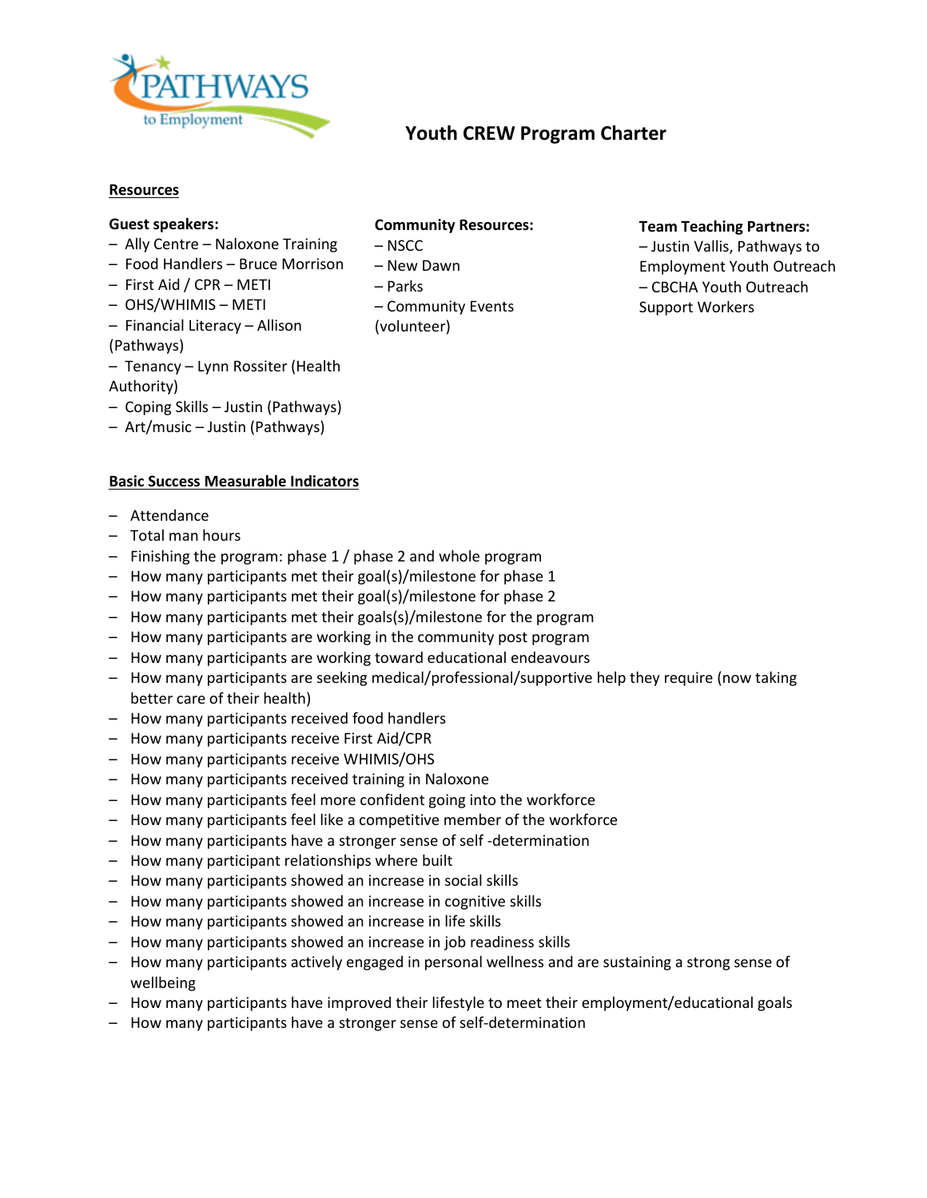# Youth CREW Program Charter

## Resources

**Guest speakers:**

- Ally Centre – Naloxone Training
- Food Handlers – Bruce Morrison
- First Aid / CPR – METI
- OHS/WHIMIS – METI
- Financial Literacy – Allison (Pathways)
- Tenancy – Lynn Rossiter (Health Authority)
- Coping Skills – Justin (Pathways)
- Art/music – Justin (Pathways)

**Community Resources:**

- NSCC
- New Dawn
- Parks
- Community Events (volunteer)

**Team Teaching Partners:**

- Justin Vallis, Pathways to Employment Youth Outreach
- CBCHA Youth Outreach Support Workers

## Basic Success Measurable Indicators

- Attendance
- Total man hours
- Finishing the program: phase 1 / phase 2 and whole program
- How many participants met their goal(s)/milestone for phase 1
- How many participants met their goal(s)/milestone for phase 2
- How many participants met their goals(s)/milestone for the program
- How many participants are working in the community post program
- How many participants are working toward educational endeavours
- How many participants are seeking medical/professional/supportive help they require (now taking better care of their health)
- How many participants received food handlers
- How many participants receive First Aid/CPR
- How many participants receive WHIMIS/OHS
- How many participants received training in Naloxone
- How many participants feel more confident going into the workforce
- How many participants feel like a competitive member of the workforce
- How many participants have a stronger sense of self -determination
- How many participant relationships where built
- How many participants showed an increase in social skills
- How many participants showed an increase in cognitive skills
- How many participants showed an increase in life skills
- How many participants showed an increase in job readiness skills
- How many participants actively engaged in personal wellness and are sustaining a strong sense of wellbeing
- How many participants have improved their lifestyle to meet their employment/educational goals
- How many participants have a stronger sense of self-determination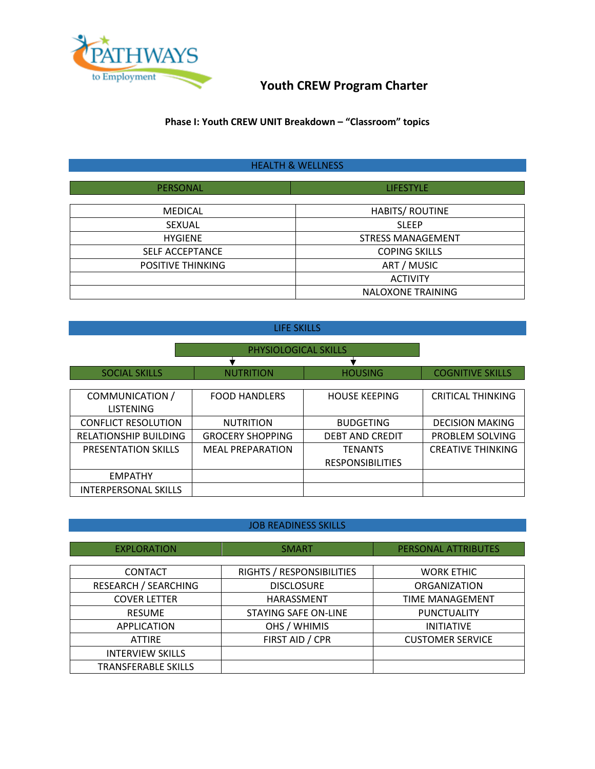PATHWAYS to Employment

# Youth CREW Program Charter

### Phase I: Youth CREW UNIT Breakdown – "Classroom" topics

## HEALTH & WELLNESS

| PERSONAL | LIFESTYLE |
| --- | --- |
| MEDICAL | HABITS/ ROUTINE |
| SEXUAL | SLEEP |
| HYGIENE | STRESS MANAGEMENT |
| SELF ACCEPTANCE | COPING SKILLS |
| POSITIVE THINKING | ART / MUSIC |
| | ACTIVITY |
| | NALOXONE TRAINING |

## LIFE SKILLS

| | PHYSIOLOGICAL SKILLS | | |
| --- | --- | --- | --- |
| SOCIAL SKILLS | NUTRITION | HOUSING | COGNITIVE SKILLS |
| COMMUNICATION / LISTENING | FOOD HANDLERS | HOUSE KEEPING | CRITICAL THINKING |
| CONFLICT RESOLUTION | NUTRITION | BUDGETING | DECISION MAKING |
| RELATIONSHIP BUILDING | GROCERY SHOPPING | DEBT AND CREDIT | PROBLEM SOLVING |
| PRESENTATION SKILLS | MEAL PREPARATION | TENANTS RESPONSIBILITIES | CREATIVE THINKING |
| EMPATHY | | | |
| INTERPERSONAL SKILLS | | | |

## JOB READINESS SKILLS

| EXPLORATION | SMART | PERSONAL ATTRIBUTES |
| --- | --- | --- |
| CONTACT | RIGHTS / RESPONSIBILITIES | WORK ETHIC |
| RESEARCH / SEARCHING | DISCLOSURE | ORGANIZATION |
| COVER LETTER | HARASSMENT | TIME MANAGEMENT |
| RESUME | STAYING SAFE ON-LINE | PUNCTUALITY |
| APPLICATION | OHS / WHIMIS | INITIATIVE |
| ATTIRE | FIRST AID / CPR | CUSTOMER SERVICE |
| INTERVIEW SKILLS | | |
| TRANSFERABLE SKILLS | | |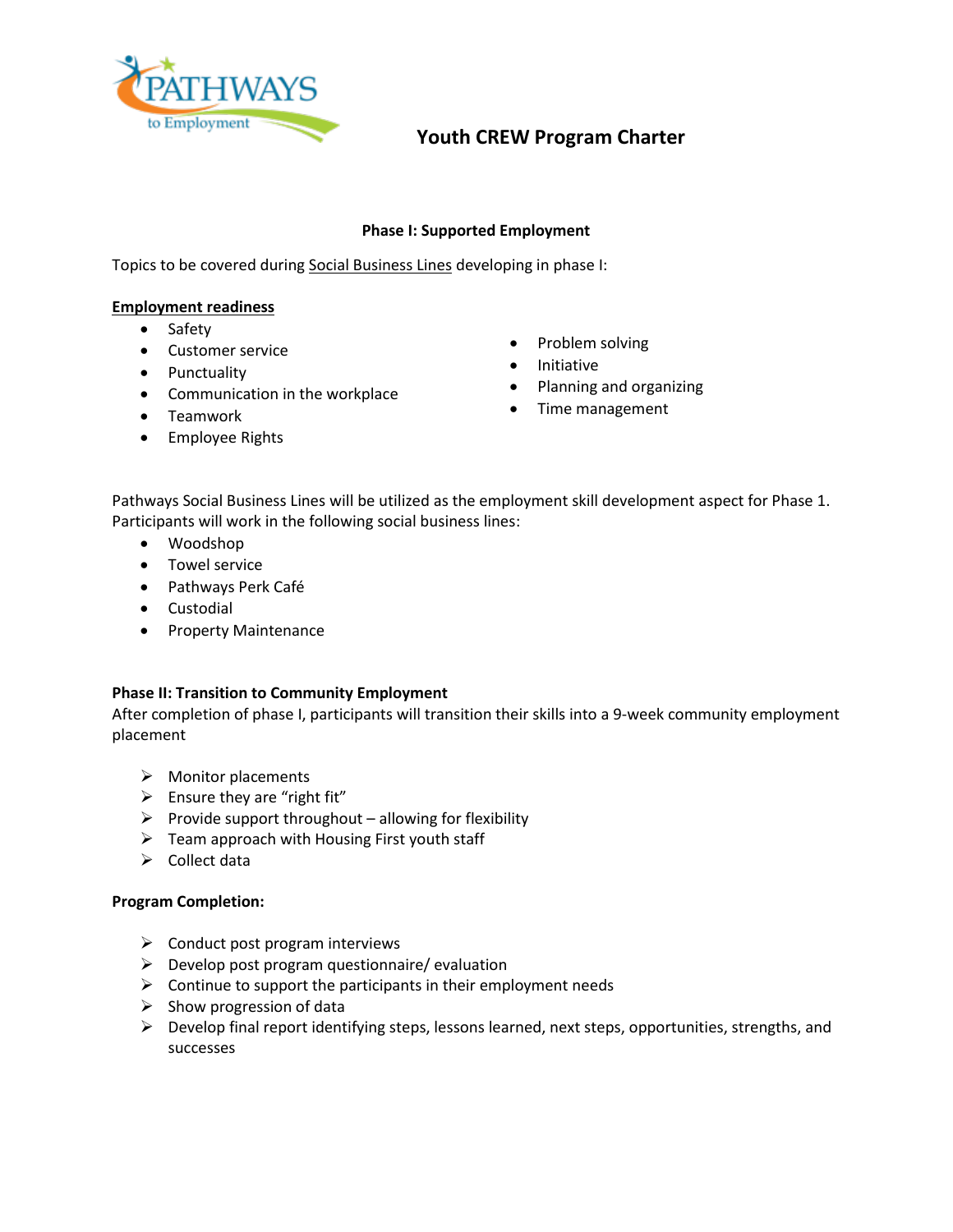PATHWAYS to Employment

# Youth CREW Program Charter

**Phase I: Supported Employment**

Topics to be covered during Social Business Lines developing in phase I:

**Employment readiness**

- Safety
- Customer service
- Punctuality
- Communication in the workplace
- Teamwork
- Employee Rights
- Problem solving
- Initiative
- Planning and organizing
- Time management

Pathways Social Business Lines will be utilized as the employment skill development aspect for Phase 1. Participants will work in the following social business lines:

- Woodshop
- Towel service
- Pathways Perk Café
- Custodial
- Property Maintenance

**Phase II: Transition to Community Employment**

After completion of phase I, participants will transition their skills into a 9-week community employment placement

- Monitor placements
- Ensure they are "right fit"
- Provide support throughout – allowing for flexibility
- Team approach with Housing First youth staff
- Collect data

**Program Completion:**

- Conduct post program interviews
- Develop post program questionnaire/ evaluation
- Continue to support the participants in their employment needs
- Show progression of data
- Develop final report identifying steps, lessons learned, next steps, opportunities, strengths, and successes